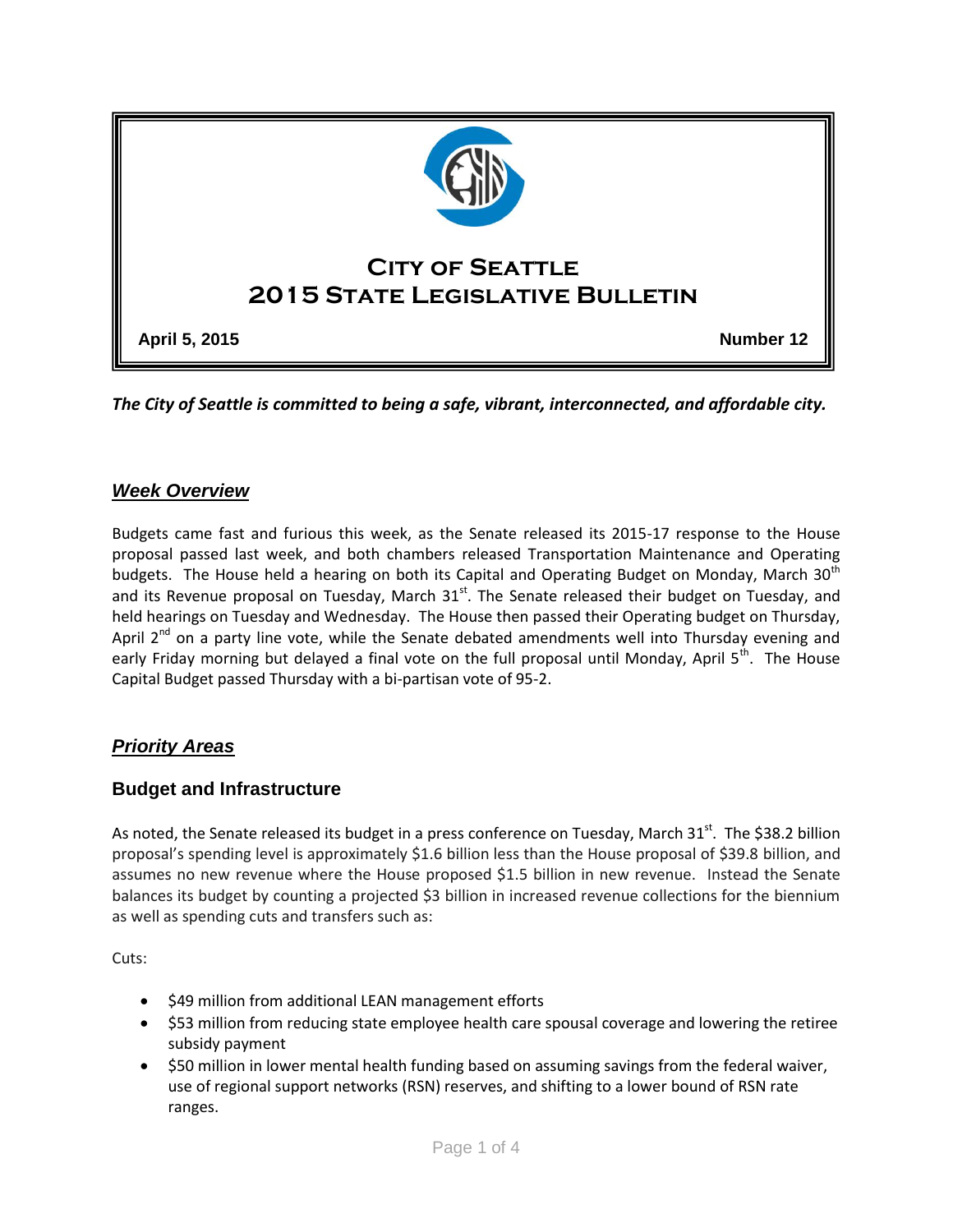# City of Seattle
# 2015 State Legislative Bulletin

**April 5, 2015** **Number 12**

***The City of Seattle is committed to being a safe, vibrant, interconnected, and affordable city.***

## *Week Overview*

Budgets came fast and furious this week, as the Senate released its 2015-17 response to the House proposal passed last week, and both chambers released Transportation Maintenance and Operating budgets. The House held a hearing on both its Capital and Operating Budget on Monday, March 30th and its Revenue proposal on Tuesday, March 31st. The Senate released their budget on Tuesday, and held hearings on Tuesday and Wednesday. The House then passed their Operating budget on Thursday, April 2nd on a party line vote, while the Senate debated amendments well into Thursday evening and early Friday morning but delayed a final vote on the full proposal until Monday, April 5th. The House Capital Budget passed Thursday with a bi-partisan vote of 95-2.

## *Priority Areas*

### Budget and Infrastructure

As noted, the Senate released its budget in a press conference on Tuesday, March 31st. The $38.2 billion proposal's spending level is approximately $1.6 billion less than the House proposal of $39.8 billion, and assumes no new revenue where the House proposed $1.5 billion in new revenue. Instead the Senate balances its budget by counting a projected $3 billion in increased revenue collections for the biennium as well as spending cuts and transfers such as:

Cuts:

- $49 million from additional LEAN management efforts
- $53 million from reducing state employee health care spousal coverage and lowering the retiree subsidy payment
- $50 million in lower mental health funding based on assuming savings from the federal waiver, use of regional support networks (RSN) reserves, and shifting to a lower bound of RSN rate ranges.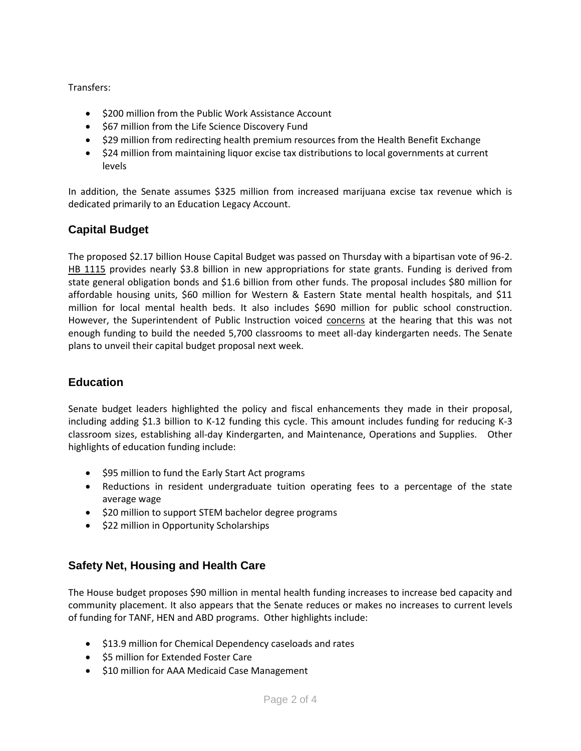Transfers:

- $200 million from the Public Work Assistance Account
- $67 million from the Life Science Discovery Fund
- $29 million from redirecting health premium resources from the Health Benefit Exchange
- $24 million from maintaining liquor excise tax distributions to local governments at current levels

In addition, the Senate assumes $325 million from increased marijuana excise tax revenue which is dedicated primarily to an Education Legacy Account.

## Capital Budget

The proposed $2.17 billion House Capital Budget was passed on Thursday with a bipartisan vote of 96-2. HB 1115 provides nearly $3.8 billion in new appropriations for state grants. Funding is derived from state general obligation bonds and $1.6 billion from other funds. The proposal includes $80 million for affordable housing units, $60 million for Western & Eastern State mental health hospitals, and $11 million for local mental health beds. It also includes $690 million for public school construction. However, the Superintendent of Public Instruction voiced concerns at the hearing that this was not enough funding to build the needed 5,700 classrooms to meet all-day kindergarten needs. The Senate plans to unveil their capital budget proposal next week.

## Education

Senate budget leaders highlighted the policy and fiscal enhancements they made in their proposal, including adding $1.3 billion to K-12 funding this cycle. This amount includes funding for reducing K-3 classroom sizes, establishing all-day Kindergarten, and Maintenance, Operations and Supplies. Other highlights of education funding include:

- $95 million to fund the Early Start Act programs
- Reductions in resident undergraduate tuition operating fees to a percentage of the state average wage
- $20 million to support STEM bachelor degree programs
- $22 million in Opportunity Scholarships

## Safety Net, Housing and Health Care

The House budget proposes $90 million in mental health funding increases to increase bed capacity and community placement. It also appears that the Senate reduces or makes no increases to current levels of funding for TANF, HEN and ABD programs. Other highlights include:

- $13.9 million for Chemical Dependency caseloads and rates
- $5 million for Extended Foster Care
- $10 million for AAA Medicaid Case Management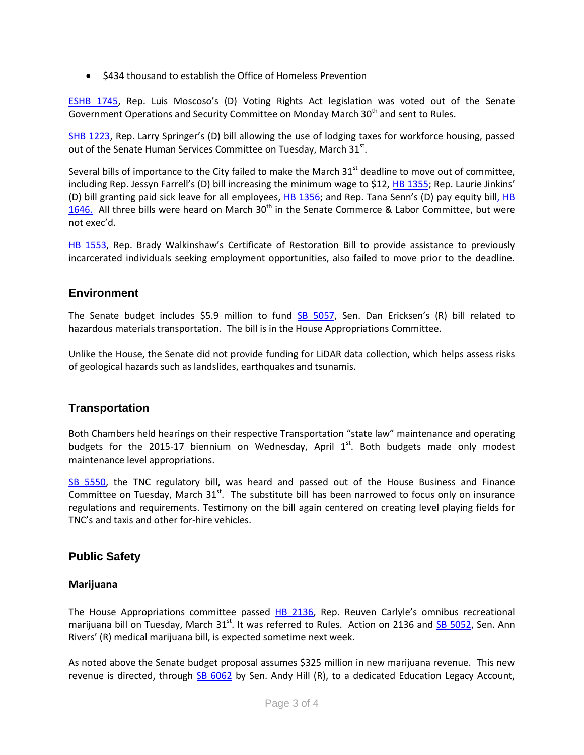- $434 thousand to establish the Office of Homeless Prevention

ESHB 1745, Rep. Luis Moscoso's (D) Voting Rights Act legislation was voted out of the Senate Government Operations and Security Committee on Monday March 30th and sent to Rules.

SHB 1223, Rep. Larry Springer's (D) bill allowing the use of lodging taxes for workforce housing, passed out of the Senate Human Services Committee on Tuesday, March 31st.

Several bills of importance to the City failed to make the March 31st deadline to move out of committee, including Rep. Jessyn Farrell's (D) bill increasing the minimum wage to $12, HB 1355; Rep. Laurie Jinkins' (D) bill granting paid sick leave for all employees, HB 1356; and Rep. Tana Senn's (D) pay equity bill, HB 1646. All three bills were heard on March 30th in the Senate Commerce & Labor Committee, but were not exec'd.

HB 1553, Rep. Brady Walkinshaw's Certificate of Restoration Bill to provide assistance to previously incarcerated individuals seeking employment opportunities, also failed to move prior to the deadline.

## Environment

The Senate budget includes $5.9 million to fund SB 5057, Sen. Dan Ericksen's (R) bill related to hazardous materials transportation. The bill is in the House Appropriations Committee.

Unlike the House, the Senate did not provide funding for LiDAR data collection, which helps assess risks of geological hazards such as landslides, earthquakes and tsunamis.

## Transportation

Both Chambers held hearings on their respective Transportation "state law" maintenance and operating budgets for the 2015-17 biennium on Wednesday, April 1st. Both budgets made only modest maintenance level appropriations.

SB 5550, the TNC regulatory bill, was heard and passed out of the House Business and Finance Committee on Tuesday, March 31st. The substitute bill has been narrowed to focus only on insurance regulations and requirements. Testimony on the bill again centered on creating level playing fields for TNC's and taxis and other for-hire vehicles.

## Public Safety

### Marijuana

The House Appropriations committee passed HB 2136, Rep. Reuven Carlyle's omnibus recreational marijuana bill on Tuesday, March 31st. It was referred to Rules. Action on 2136 and SB 5052, Sen. Ann Rivers' (R) medical marijuana bill, is expected sometime next week.

As noted above the Senate budget proposal assumes $325 million in new marijuana revenue. This new revenue is directed, through SB 6062 by Sen. Andy Hill (R), to a dedicated Education Legacy Account,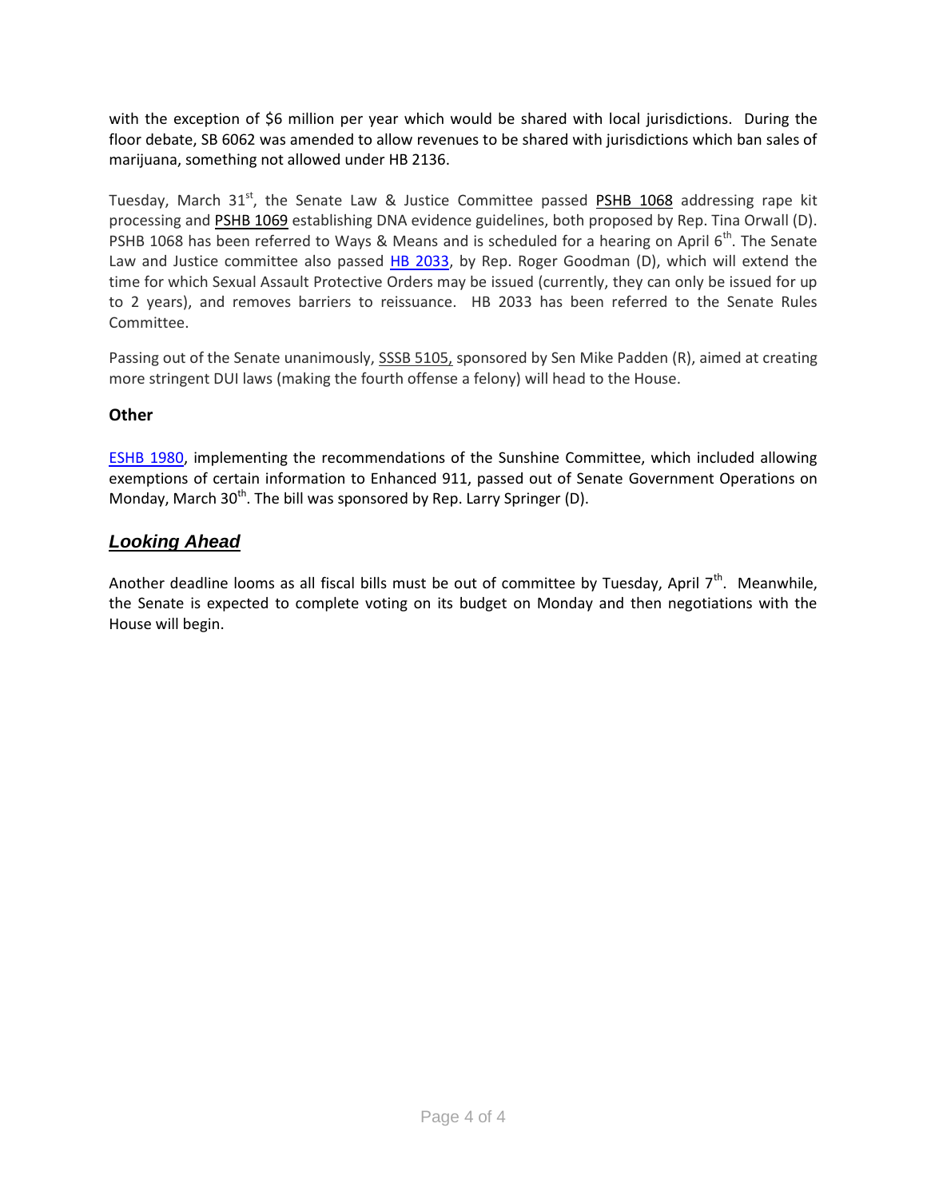with the exception of $6 million per year which would be shared with local jurisdictions. During the floor debate, SB 6062 was amended to allow revenues to be shared with jurisdictions which ban sales of marijuana, something not allowed under HB 2136.

Tuesday, March 31st, the Senate Law & Justice Committee passed PSHB 1068 addressing rape kit processing and PSHB 1069 establishing DNA evidence guidelines, both proposed by Rep. Tina Orwall (D). PSHB 1068 has been referred to Ways & Means and is scheduled for a hearing on April 6th. The Senate Law and Justice committee also passed HB 2033, by Rep. Roger Goodman (D), which will extend the time for which Sexual Assault Protective Orders may be issued (currently, they can only be issued for up to 2 years), and removes barriers to reissuance. HB 2033 has been referred to the Senate Rules Committee.

Passing out of the Senate unanimously, SSSB 5105, sponsored by Sen Mike Padden (R), aimed at creating more stringent DUI laws (making the fourth offense a felony) will head to the House.

**Other**

ESHB 1980, implementing the recommendations of the Sunshine Committee, which included allowing exemptions of certain information to Enhanced 911, passed out of Senate Government Operations on Monday, March 30th. The bill was sponsored by Rep. Larry Springer (D).

## ***Looking Ahead***

Another deadline looms as all fiscal bills must be out of committee by Tuesday, April 7th. Meanwhile, the Senate is expected to complete voting on its budget on Monday and then negotiations with the House will begin.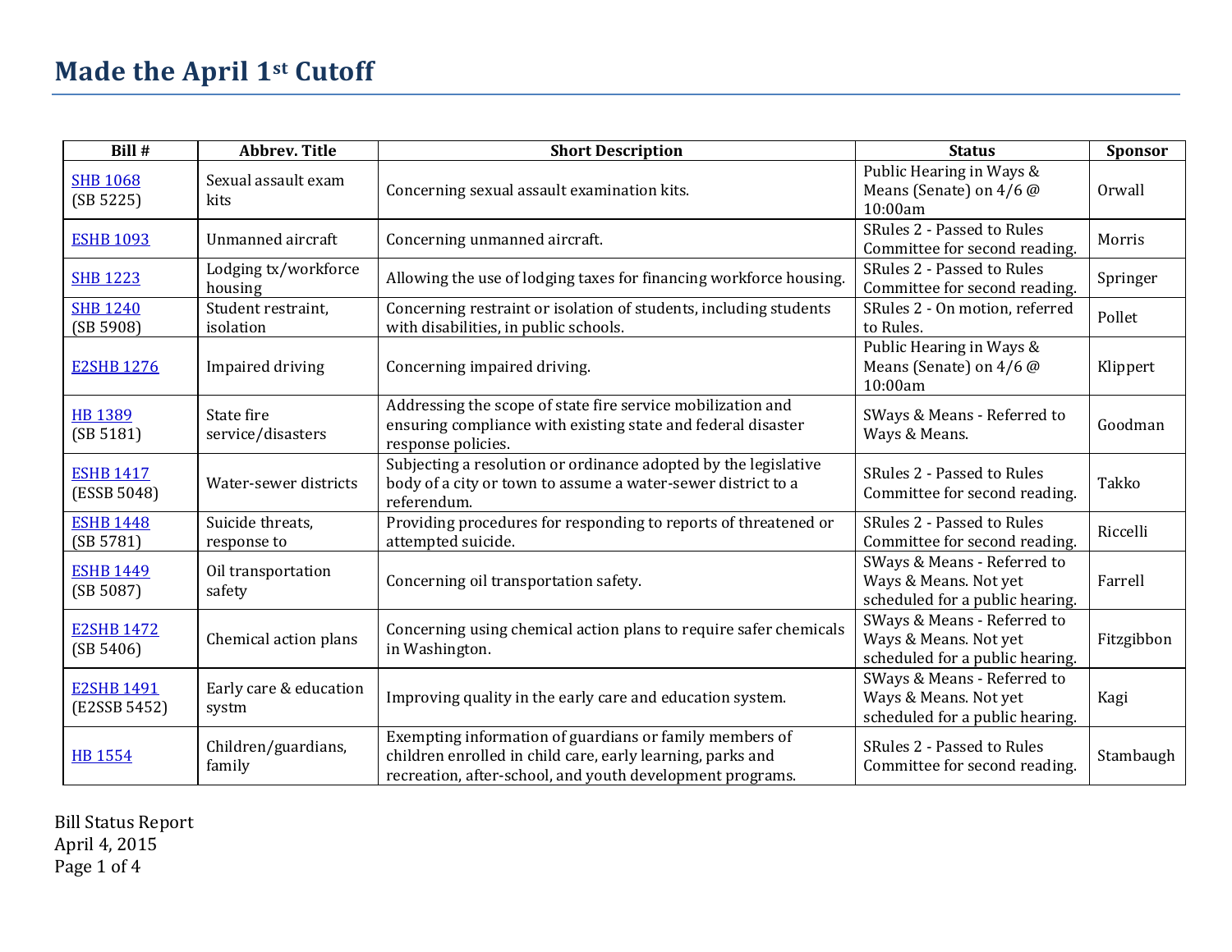# Made the April 1st Cutoff

| Bill # | Abbrev. Title | Short Description | Status | Sponsor |
|---|---|---|---|---|
| SHB 1068 (SB 5225) | Sexual assault exam kits | Concerning sexual assault examination kits. | Public Hearing in Ways & Means (Senate) on 4/6 @ 10:00am | Orwall |
| ESHB 1093 | Unmanned aircraft | Concerning unmanned aircraft. | SRules 2 - Passed to Rules Committee for second reading. | Morris |
| SHB 1223 | Lodging tx/workforce housing | Allowing the use of lodging taxes for financing workforce housing. | SRules 2 - Passed to Rules Committee for second reading. | Springer |
| SHB 1240 (SB 5908) | Student restraint, isolation | Concerning restraint or isolation of students, including students with disabilities, in public schools. | SRules 2 - On motion, referred to Rules. | Pollet |
| E2SHB 1276 | Impaired driving | Concerning impaired driving. | Public Hearing in Ways & Means (Senate) on 4/6 @ 10:00am | Klippert |
| HB 1389 (SB 5181) | State fire service/disasters | Addressing the scope of state fire service mobilization and ensuring compliance with existing state and federal disaster response policies. | SWays & Means - Referred to Ways & Means. | Goodman |
| ESHB 1417 (ESSB 5048) | Water-sewer districts | Subjecting a resolution or ordinance adopted by the legislative body of a city or town to assume a water-sewer district to a referendum. | SRules 2 - Passed to Rules Committee for second reading. | Takko |
| ESHB 1448 (SB 5781) | Suicide threats, response to | Providing procedures for responding to reports of threatened or attempted suicide. | SRules 2 - Passed to Rules Committee for second reading. | Riccelli |
| ESHB 1449 (SB 5087) | Oil transportation safety | Concerning oil transportation safety. | SWays & Means - Referred to Ways & Means. Not yet scheduled for a public hearing. | Farrell |
| E2SHB 1472 (SB 5406) | Chemical action plans | Concerning using chemical action plans to require safer chemicals in Washington. | SWays & Means - Referred to Ways & Means. Not yet scheduled for a public hearing. | Fitzgibbon |
| E2SHB 1491 (E2SSB 5452) | Early care & education systm | Improving quality in the early care and education system. | SWays & Means - Referred to Ways & Means. Not yet scheduled for a public hearing. | Kagi |
| HB 1554 | Children/guardians, family | Exempting information of guardians or family members of children enrolled in child care, early learning, parks and recreation, after-school, and youth development programs. | SRules 2 - Passed to Rules Committee for second reading. | Stambaugh |

Bill Status Report
April 4, 2015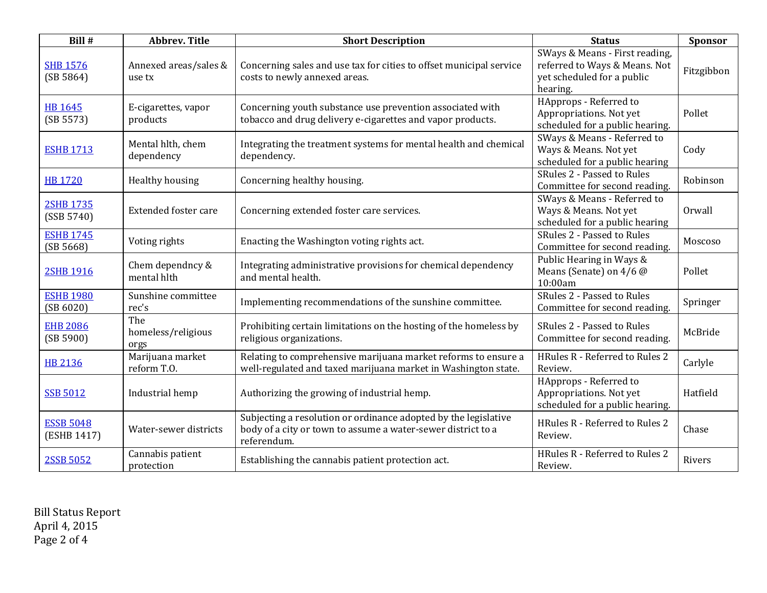| Bill # | Abbrev. Title | Short Description | Status | Sponsor |
|---|---|---|---|---|
| SHB 1576 (SB 5864) | Annexed areas/sales & use tx | Concerning sales and use tax for cities to offset municipal service costs to newly annexed areas. | SWays & Means - First reading, referred to Ways & Means. Not yet scheduled for a public hearing. | Fitzgibbon |
| HB 1645 (SB 5573) | E-cigarettes, vapor products | Concerning youth substance use prevention associated with tobacco and drug delivery e-cigarettes and vapor products. | HApprops - Referred to Appropriations. Not yet scheduled for a public hearing. | Pollet |
| ESHB 1713 | Mental hlth, chem dependency | Integrating the treatment systems for mental health and chemical dependency. | SWays & Means - Referred to Ways & Means. Not yet scheduled for a public hearing | Cody |
| HB 1720 | Healthy housing | Concerning healthy housing. | SRules 2 - Passed to Rules Committee for second reading. | Robinson |
| 2SHB 1735 (SSB 5740) | Extended foster care | Concerning extended foster care services. | SWays & Means - Referred to Ways & Means. Not yet scheduled for a public hearing | Orwall |
| ESHB 1745 (SB 5668) | Voting rights | Enacting the Washington voting rights act. | SRules 2 - Passed to Rules Committee for second reading. | Moscoso |
| 2SHB 1916 | Chem dependncy & mental hlth | Integrating administrative provisions for chemical dependency and mental health. | Public Hearing in Ways & Means (Senate) on 4/6 @ 10:00am | Pollet |
| ESHB 1980 (SB 6020) | Sunshine committee rec's | Implementing recommendations of the sunshine committee. | SRules 2 - Passed to Rules Committee for second reading. | Springer |
| EHB 2086 (SB 5900) | The homeless/religious orgs | Prohibiting certain limitations on the hosting of the homeless by religious organizations. | SRules 2 - Passed to Rules Committee for second reading. | McBride |
| HB 2136 | Marijuana market reform T.O. | Relating to comprehensive marijuana market reforms to ensure a well-regulated and taxed marijuana market in Washington state. | HRules R - Referred to Rules 2 Review. | Carlyle |
| SSB 5012 | Industrial hemp | Authorizing the growing of industrial hemp. | HApprops - Referred to Appropriations. Not yet scheduled for a public hearing. | Hatfield |
| ESSB 5048 (ESHB 1417) | Water-sewer districts | Subjecting a resolution or ordinance adopted by the legislative body of a city or town to assume a water-sewer district to a referendum. | HRules R - Referred to Rules 2 Review. | Chase |
| 2SSB 5052 | Cannabis patient protection | Establishing the cannabis patient protection act. | HRules R - Referred to Rules 2 Review. | Rivers |

Bill Status Report
April 4, 2015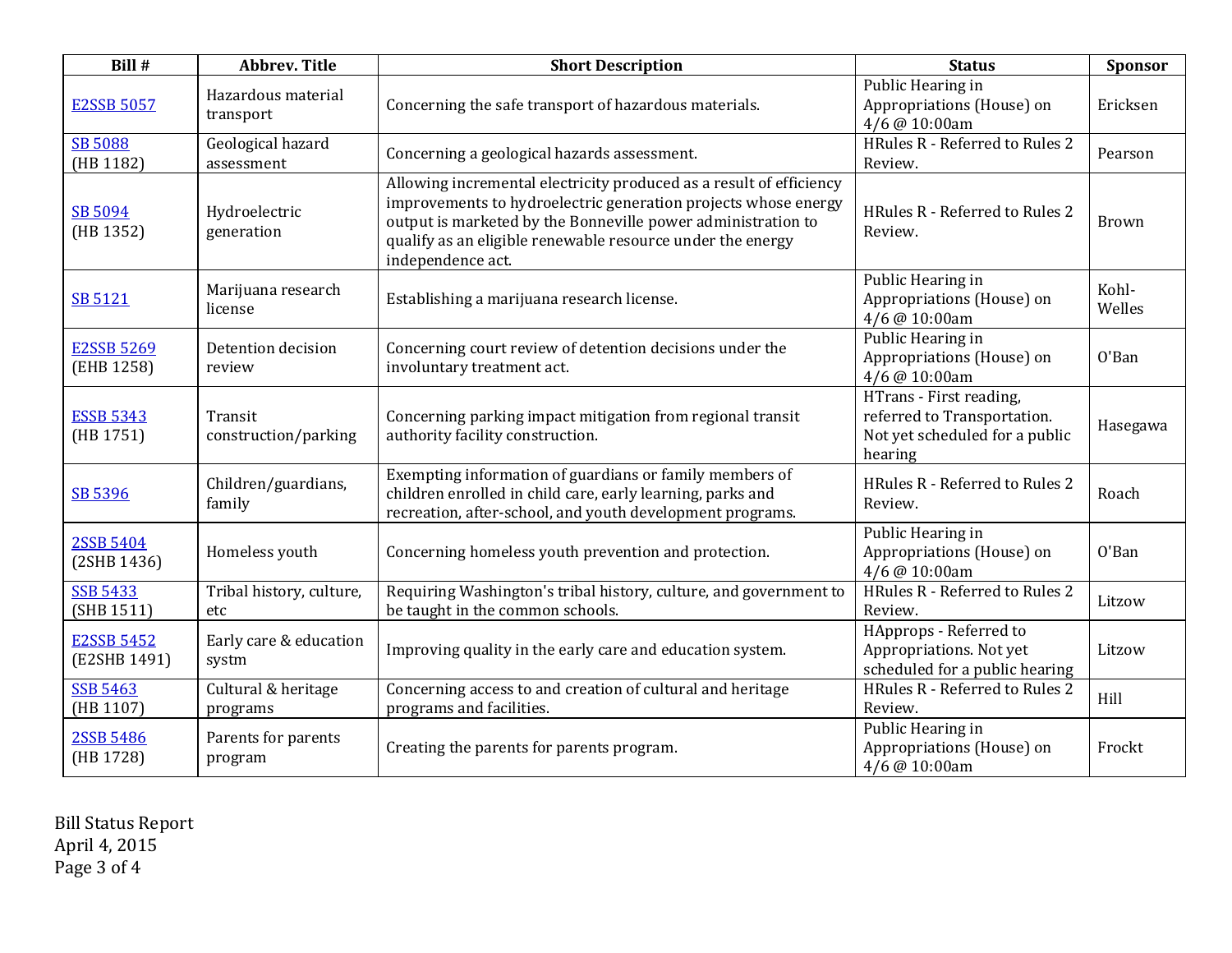| Bill # | Abbrev. Title | Short Description | Status | Sponsor |
|---|---|---|---|---|
| E2SSB 5057 | Hazardous material transport | Concerning the safe transport of hazardous materials. | Public Hearing in Appropriations (House) on 4/6 @ 10:00am | Ericksen |
| SB 5088 (HB 1182) | Geological hazard assessment | Concerning a geological hazards assessment. | HRules R - Referred to Rules 2 Review. | Pearson |
| SB 5094 (HB 1352) | Hydroelectric generation | Allowing incremental electricity produced as a result of efficiency improvements to hydroelectric generation projects whose energy output is marketed by the Bonneville power administration to qualify as an eligible renewable resource under the energy independence act. | HRules R - Referred to Rules 2 Review. | Brown |
| SB 5121 | Marijuana research license | Establishing a marijuana research license. | Public Hearing in Appropriations (House) on 4/6 @ 10:00am | Kohl-Welles |
| E2SSB 5269 (EHB 1258) | Detention decision review | Concerning court review of detention decisions under the involuntary treatment act. | Public Hearing in Appropriations (House) on 4/6 @ 10:00am | O'Ban |
| ESSB 5343 (HB 1751) | Transit construction/parking | Concerning parking impact mitigation from regional transit authority facility construction. | HTrans - First reading, referred to Transportation. Not yet scheduled for a public hearing | Hasegawa |
| SB 5396 | Children/guardians, family | Exempting information of guardians or family members of children enrolled in child care, early learning, parks and recreation, after-school, and youth development programs. | HRules R - Referred to Rules 2 Review. | Roach |
| 2SSB 5404 (2SHB 1436) | Homeless youth | Concerning homeless youth prevention and protection. | Public Hearing in Appropriations (House) on 4/6 @ 10:00am | O'Ban |
| SSB 5433 (SHB 1511) | Tribal history, culture, etc | Requiring Washington's tribal history, culture, and government to be taught in the common schools. | HRules R - Referred to Rules 2 Review. | Litzow |
| E2SSB 5452 (E2SHB 1491) | Early care & education systm | Improving quality in the early care and education system. | HApprops - Referred to Appropriations. Not yet scheduled for a public hearing | Litzow |
| SSB 5463 (HB 1107) | Cultural & heritage programs | Concerning access to and creation of cultural and heritage programs and facilities. | HRules R - Referred to Rules 2 Review. | Hill |
| 2SSB 5486 (HB 1728) | Parents for parents program | Creating the parents for parents program. | Public Hearing in Appropriations (House) on 4/6 @ 10:00am | Frockt |

Bill Status Report
April 4, 2015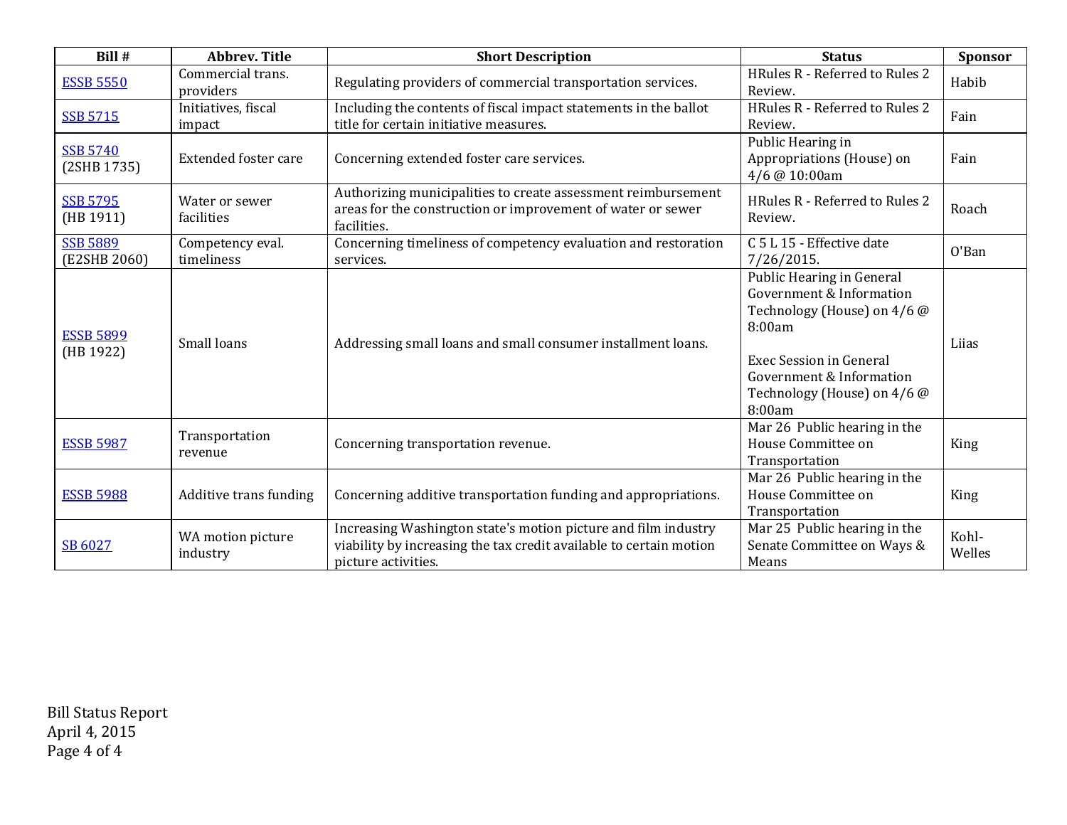| Bill # | Abbrev. Title | Short Description | Status | Sponsor |
|---|---|---|---|---|
| ESSB 5550 | Commercial trans. providers | Regulating providers of commercial transportation services. | HRules R - Referred to Rules 2 Review. | Habib |
| SSB 5715 | Initiatives, fiscal impact | Including the contents of fiscal impact statements in the ballot title for certain initiative measures. | HRules R - Referred to Rules 2 Review. | Fain |
| SSB 5740 (2SHB 1735) | Extended foster care | Concerning extended foster care services. | Public Hearing in Appropriations (House) on 4/6 @ 10:00am | Fain |
| SSB 5795 (HB 1911) | Water or sewer facilities | Authorizing municipalities to create assessment reimbursement areas for the construction or improvement of water or sewer facilities. | HRules R - Referred to Rules 2 Review. | Roach |
| SSB 5889 (E2SHB 2060) | Competency eval. timeliness | Concerning timeliness of competency evaluation and restoration services. | C 5 L 15 - Effective date 7/26/2015. | O'Ban |
| ESSB 5899 (HB 1922) | Small loans | Addressing small loans and small consumer installment loans. | Public Hearing in General Government & Information Technology (House) on 4/6 @ 8:00am<br><br>Exec Session in General Government & Information Technology (House) on 4/6 @ 8:00am | Liias |
| ESSB 5987 | Transportation revenue | Concerning transportation revenue. | Mar 26 Public hearing in the House Committee on Transportation | King |
| ESSB 5988 | Additive trans funding | Concerning additive transportation funding and appropriations. | Mar 26 Public hearing in the House Committee on Transportation | King |
| SB 6027 | WA motion picture industry | Increasing Washington state's motion picture and film industry viability by increasing the tax credit available to certain motion picture activities. | Mar 25 Public hearing in the Senate Committee on Ways & Means | Kohl-Welles |

Bill Status Report
April 4, 2015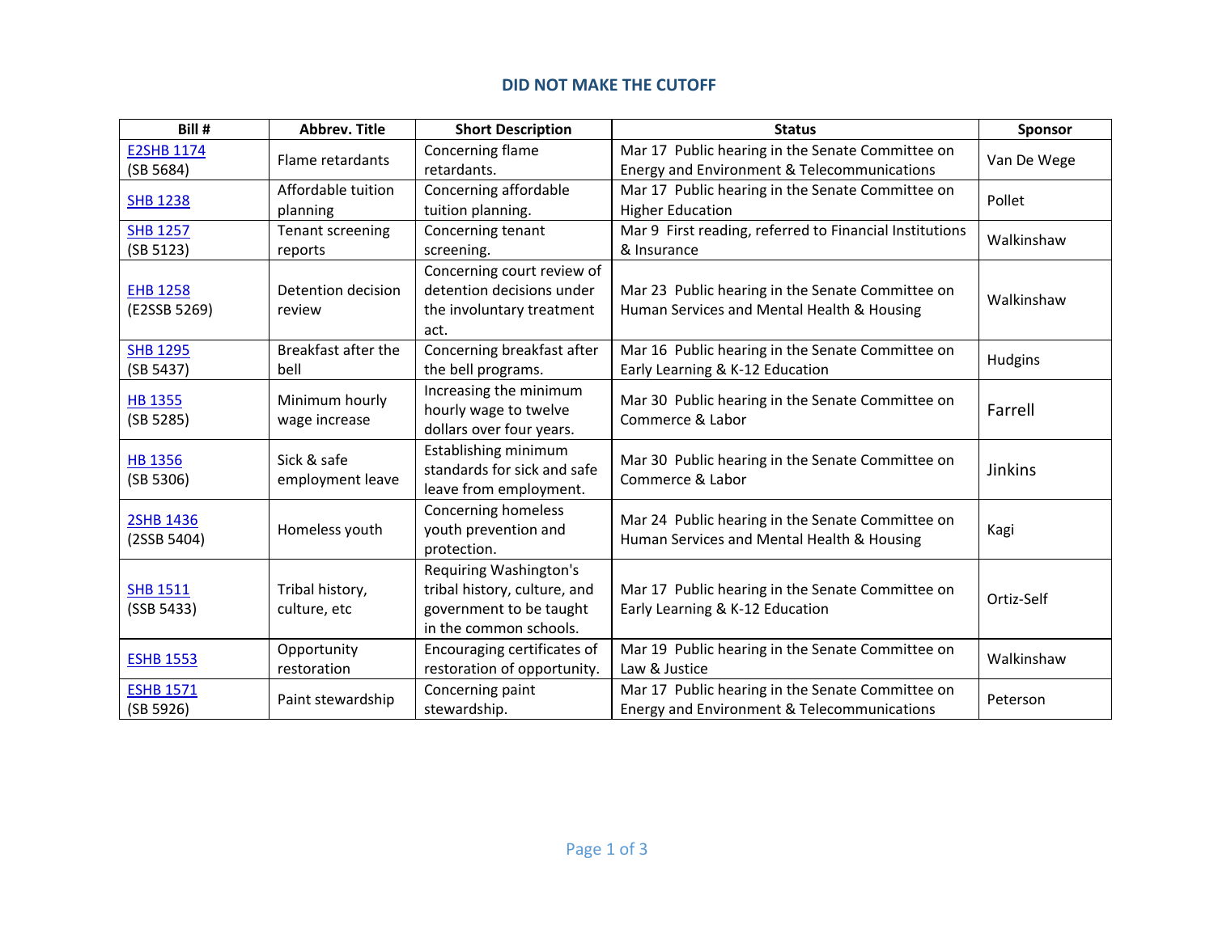## DID NOT MAKE THE CUTOFF

| Bill # | Abbrev. Title | Short Description | Status | Sponsor |
|---|---|---|---|---|
| E2SHB 1174 (SB 5684) | Flame retardants | Concerning flame retardants. | Mar 17 Public hearing in the Senate Committee on Energy and Environment & Telecommunications | Van De Wege |
| SHB 1238 | Affordable tuition planning | Concerning affordable tuition planning. | Mar 17 Public hearing in the Senate Committee on Higher Education | Pollet |
| SHB 1257 (SB 5123) | Tenant screening reports | Concerning tenant screening. | Mar 9 First reading, referred to Financial Institutions & Insurance | Walkinshaw |
| EHB 1258 (E2SSB 5269) | Detention decision review | Concerning court review of detention decisions under the involuntary treatment act. | Mar 23 Public hearing in the Senate Committee on Human Services and Mental Health & Housing | Walkinshaw |
| SHB 1295 (SB 5437) | Breakfast after the bell | Concerning breakfast after the bell programs. | Mar 16 Public hearing in the Senate Committee on Early Learning & K-12 Education | Hudgins |
| HB 1355 (SB 5285) | Minimum hourly wage increase | Increasing the minimum hourly wage to twelve dollars over four years. | Mar 30 Public hearing in the Senate Committee on Commerce & Labor | Farrell |
| HB 1356 (SB 5306) | Sick & safe employment leave | Establishing minimum standards for sick and safe leave from employment. | Mar 30 Public hearing in the Senate Committee on Commerce & Labor | Jinkins |
| 2SHB 1436 (2SSB 5404) | Homeless youth | Concerning homeless youth prevention and protection. | Mar 24 Public hearing in the Senate Committee on Human Services and Mental Health & Housing | Kagi |
| SHB 1511 (SSB 5433) | Tribal history, culture, etc | Requiring Washington's tribal history, culture, and government to be taught in the common schools. | Mar 17 Public hearing in the Senate Committee on Early Learning & K-12 Education | Ortiz-Self |
| ESHB 1553 | Opportunity restoration | Encouraging certificates of restoration of opportunity. | Mar 19 Public hearing in the Senate Committee on Law & Justice | Walkinshaw |
| ESHB 1571 (SB 5926) | Paint stewardship | Concerning paint stewardship. | Mar 17 Public hearing in the Senate Committee on Energy and Environment & Telecommunications | Peterson |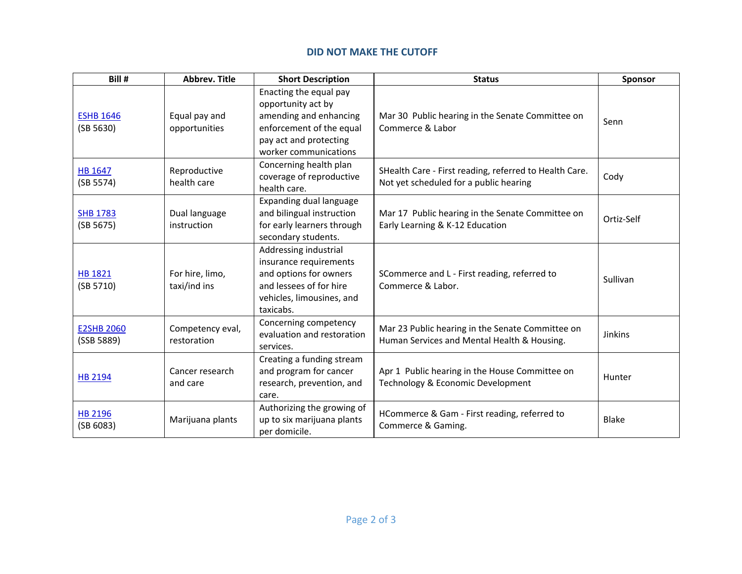## DID NOT MAKE THE CUTOFF

| Bill # | Abbrev. Title | Short Description | Status | Sponsor |
|---|---|---|---|---|
| ESHB 1646 (SB 5630) | Equal pay and opportunities | Enacting the equal pay opportunity act by amending and enhancing enforcement of the equal pay act and protecting worker communications | Mar 30 Public hearing in the Senate Committee on Commerce & Labor | Senn |
| HB 1647 (SB 5574) | Reproductive health care | Concerning health plan coverage of reproductive health care. | SHealth Care - First reading, referred to Health Care. Not yet scheduled for a public hearing | Cody |
| SHB 1783 (SB 5675) | Dual language instruction | Expanding dual language and bilingual instruction for early learners through secondary students. | Mar 17 Public hearing in the Senate Committee on Early Learning & K-12 Education | Ortiz-Self |
| HB 1821 (SB 5710) | For hire, limo, taxi/ind ins | Addressing industrial insurance requirements and options for owners and lessees of for hire vehicles, limousines, and taxicabs. | SCommerce and L - First reading, referred to Commerce & Labor. | Sullivan |
| E2SHB 2060 (SSB 5889) | Competency eval, restoration | Concerning competency evaluation and restoration services. | Mar 23 Public hearing in the Senate Committee on Human Services and Mental Health & Housing. | Jinkins |
| HB 2194 | Cancer research and care | Creating a funding stream and program for cancer research, prevention, and care. | Apr 1 Public hearing in the House Committee on Technology & Economic Development | Hunter |
| HB 2196 (SB 6083) | Marijuana plants | Authorizing the growing of up to six marijuana plants per domicile. | HCommerce & Gam - First reading, referred to Commerce & Gaming. | Blake |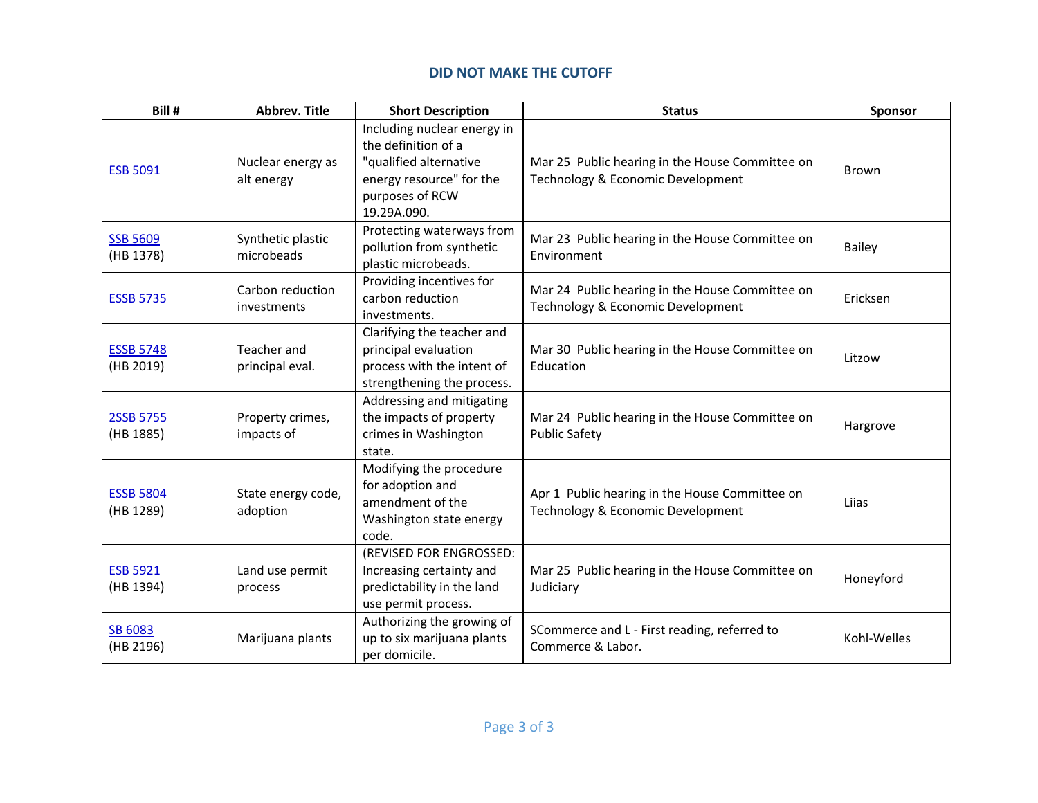## DID NOT MAKE THE CUTOFF

| Bill # | Abbrev. Title | Short Description | Status | Sponsor |
|---|---|---|---|---|
| ESB 5091 | Nuclear energy as alt energy | Including nuclear energy in the definition of a "qualified alternative energy resource" for the purposes of RCW 19.29A.090. | Mar 25 Public hearing in the House Committee on Technology & Economic Development | Brown |
| SSB 5609 (HB 1378) | Synthetic plastic microbeads | Protecting waterways from pollution from synthetic plastic microbeads. | Mar 23 Public hearing in the House Committee on Environment | Bailey |
| ESSB 5735 | Carbon reduction investments | Providing incentives for carbon reduction investments. | Mar 24 Public hearing in the House Committee on Technology & Economic Development | Ericksen |
| ESSB 5748 (HB 2019) | Teacher and principal eval. | Clarifying the teacher and principal evaluation process with the intent of strengthening the process. | Mar 30 Public hearing in the House Committee on Education | Litzow |
| 2SSB 5755 (HB 1885) | Property crimes, impacts of | Addressing and mitigating the impacts of property crimes in Washington state. | Mar 24 Public hearing in the House Committee on Public Safety | Hargrove |
| ESSB 5804 (HB 1289) | State energy code, adoption | Modifying the procedure for adoption and amendment of the Washington state energy code. | Apr 1 Public hearing in the House Committee on Technology & Economic Development | Liias |
| ESB 5921 (HB 1394) | Land use permit process | (REVISED FOR ENGROSSED: Increasing certainty and predictability in the land use permit process. | Mar 25 Public hearing in the House Committee on Judiciary | Honeyford |
| SB 6083 (HB 2196) | Marijuana plants | Authorizing the growing of up to six marijuana plants per domicile. | SCommerce and L - First reading, referred to Commerce & Labor. | Kohl-Welles |